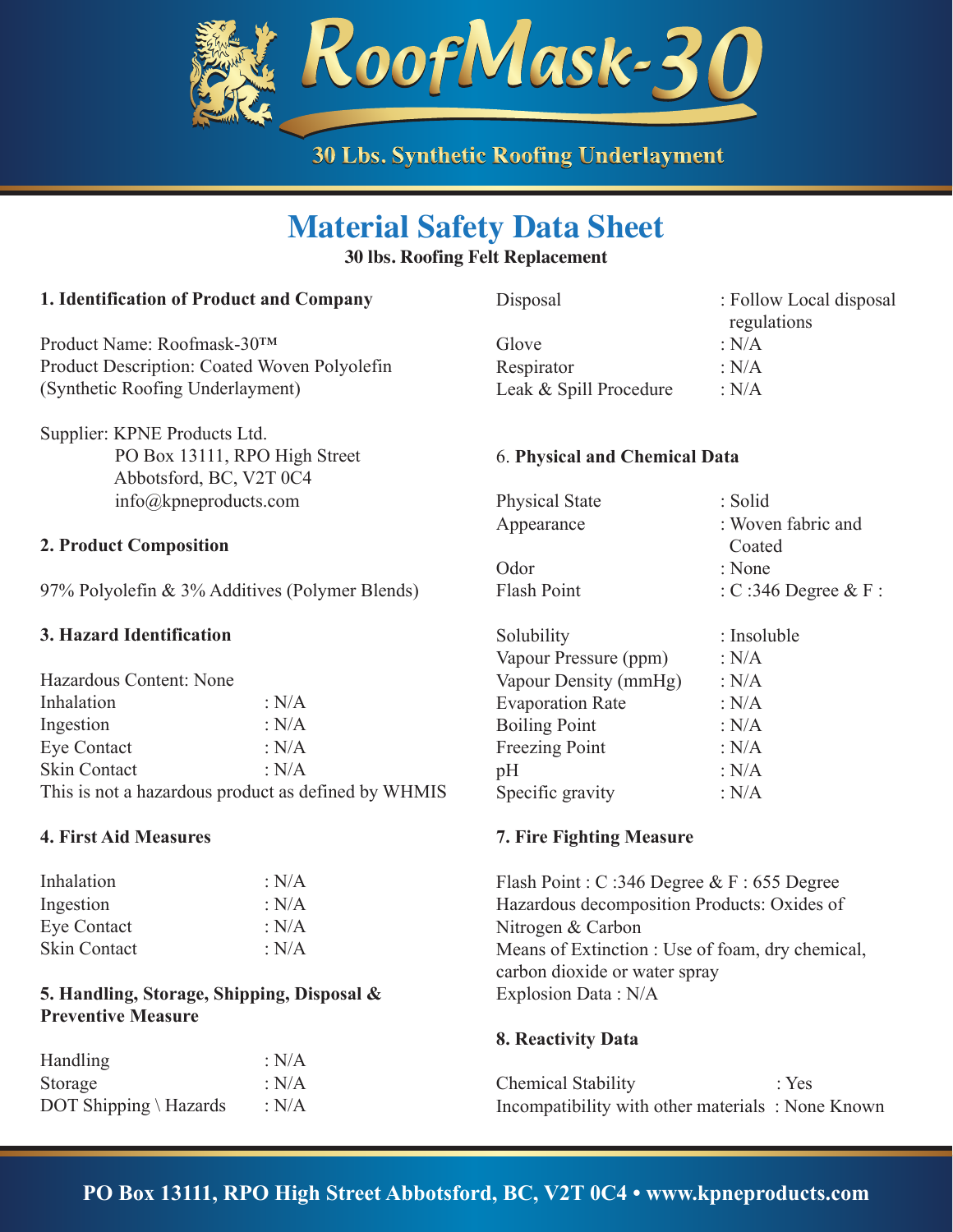# RoofMask-30

**30 Lbs. Synthetic Roofing Underlayment**

# Material Safety Data Sheet

**30 lbs. Roofing Felt Replacement**

## 1. Identification of Product and Company

Product Name: Roofmask-30™
Product Description: Coated Woven Polyolefin (Synthetic Roofing Underlayment)

Supplier: KPNE Products Ltd.
PO Box 13111, RPO High Street
Abbotsford, BC, V2T 0C4
info@kpneproducts.com

## 2. Product Composition

97% Polyolefin & 3% Additives (Polymer Blends)

## 3. Hazard Identification

Hazardous Content: None

| | |
|---|---|
| Inhalation | : N/A |
| Ingestion | : N/A |
| Eye Contact | : N/A |
| Skin Contact | : N/A |

This is not a hazardous product as defined by WHMIS

## 4. First Aid Measures

| | |
|---|---|
| Inhalation | : N/A |
| Ingestion | : N/A |
| Eye Contact | : N/A |
| Skin Contact | : N/A |

## 5. Handling, Storage, Shipping, Disposal & Preventive Measure

| | |
|---|---|
| Handling | : N/A |
| Storage | : N/A |
| DOT Shipping \ Hazards | : N/A |
| Disposal | : Follow Local disposal regulations |
| Glove | : N/A |
| Respirator | : N/A |
| Leak & Spill Procedure | : N/A |

## 6. Physical and Chemical Data

| | |
|---|---|
| Physical State | : Solid |
| Appearance | : Woven fabric and Coated |
| Odor | : None |
| Flash Point | : C :346 Degree & F : |
| Solubility | : Insoluble |
| Vapour Pressure (ppm) | : N/A |
| Vapour Density (mmHg) | : N/A |
| Evaporation Rate | : N/A |
| Boiling Point | : N/A |
| Freezing Point | : N/A |
| pH | : N/A |
| Specific gravity | : N/A |

## 7. Fire Fighting Measure

Flash Point : C :346 Degree & F : 655 Degree
Hazardous decomposition Products: Oxides of Nitrogen & Carbon
Means of Extinction : Use of foam, dry chemical, carbon dioxide or water spray
Explosion Data : N/A

## 8. Reactivity Data

| | |
|---|---|
| Chemical Stability | : Yes |
| Incompatibility with other materials | : None Known |

**PO Box 13111, RPO High Street Abbotsford, BC, V2T 0C4 • www.kpneproducts.com**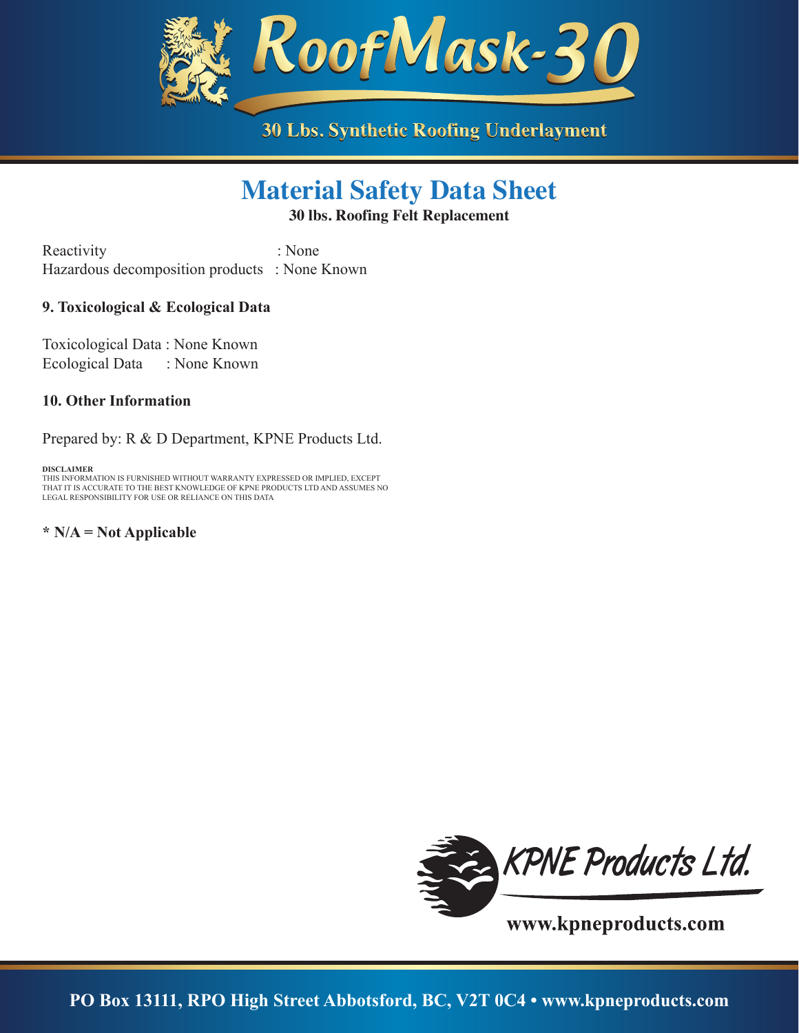# Material Safety Data Sheet

**30 lbs. Roofing Felt Replacement**

Reactivity : None
Hazardous decomposition products : None Known

### 9. Toxicological & Ecological Data

Toxicological Data : None Known
Ecological Data : None Known

### 10. Other Information

Prepared by: R & D Department, KPNE Products Ltd.

**DISCLAIMER**
THIS INFORMATION IS FURNISHED WITHOUT WARRANTY EXPRESSED OR IMPLIED, EXCEPT THAT IT IS ACCURATE TO THE BEST KNOWLEDGE OF KPNE PRODUCTS LTD AND ASSUMES NO LEGAL RESPONSIBILITY FOR USE OR RELIANCE ON THIS DATA

**\* N/A = Not Applicable**

KPNE Products Ltd.

www.kpneproducts.com